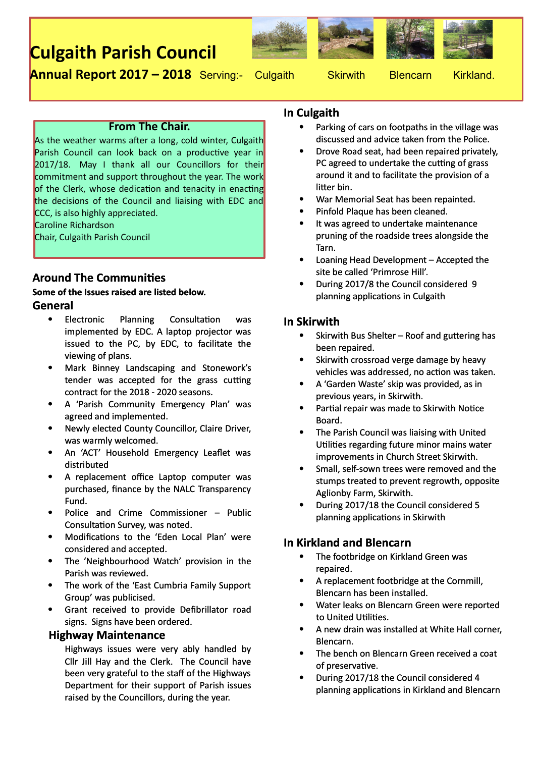# Culgaith Parish Council

**Annual Report 2017 – 2018** Serving:- Culgaith Skirwith Blencarn Kirkland.

### From The Chair.

As the weather warms after a long, cold winter, Culgaith Parish Council can look back on a productive year in 2017/18. May I thank all our Councillors for their commitment and support throughout the year. The work of the Clerk, whose dedication and tenacity in enacting the decisions of the Council and liaising with EDC and CCC, is also highly appreciated.
Caroline Richardson
Chair, Culgaith Parish Council

## Around The Communities

**Some of the Issues raised are listed below.**

### General

- Electronic Planning Consultation was implemented by EDC. A laptop projector was issued to the PC, by EDC, to facilitate the viewing of plans.
- Mark Binney Landscaping and Stonework's tender was accepted for the grass cutting contract for the 2018 - 2020 seasons.
- A 'Parish Community Emergency Plan' was agreed and implemented.
- Newly elected County Councillor, Claire Driver, was warmly welcomed.
- An 'ACT' Household Emergency Leaflet was distributed
- A replacement office Laptop computer was purchased, finance by the NALC Transparency Fund.
- Police and Crime Commissioner – Public Consultation Survey, was noted.
- Modifications to the 'Eden Local Plan' were considered and accepted.
- The 'Neighbourhood Watch' provision in the Parish was reviewed.
- The work of the 'East Cumbria Family Support Group' was publicised.
- Grant received to provide Defibrillator road signs. Signs have been ordered.

### Highway Maintenance

Highways issues were very ably handled by Cllr Jill Hay and the Clerk. The Council have been very grateful to the staff of the Highways Department for their support of Parish issues raised by the Councillors, during the year.

### In Culgaith

- Parking of cars on footpaths in the village was discussed and advice taken from the Police.
- Drove Road seat, had been repaired privately, PC agreed to undertake the cutting of grass around it and to facilitate the provision of a litter bin.
- War Memorial Seat has been repainted.
- Pinfold Plaque has been cleaned.
- It was agreed to undertake maintenance pruning of the roadside trees alongside the Tarn.
- Loaning Head Development – Accepted the site be called 'Primrose Hill'.
- During 2017/8 the Council considered 9 planning applications in Culgaith

### In Skirwith

- Skirwith Bus Shelter – Roof and guttering has been repaired.
- Skirwith crossroad verge damage by heavy vehicles was addressed, no action was taken.
- A 'Garden Waste' skip was provided, as in previous years, in Skirwith.
- Partial repair was made to Skirwith Notice Board.
- The Parish Council was liaising with United Utilities regarding future minor mains water improvements in Church Street Skirwith.
- Small, self-sown trees were removed and the stumps treated to prevent regrowth, opposite Aglionby Farm, Skirwith.
- During 2017/18 the Council considered 5 planning applications in Skirwith

### In Kirkland and Blencarn

- The footbridge on Kirkland Green was repaired.
- A replacement footbridge at the Cornmill, Blencarn has been installed.
- Water leaks on Blencarn Green were reported to United Utilities.
- A new drain was installed at White Hall corner, Blencarn.
- The bench on Blencarn Green received a coat of preservative.
- During 2017/18 the Council considered 4 planning applications in Kirkland and Blencarn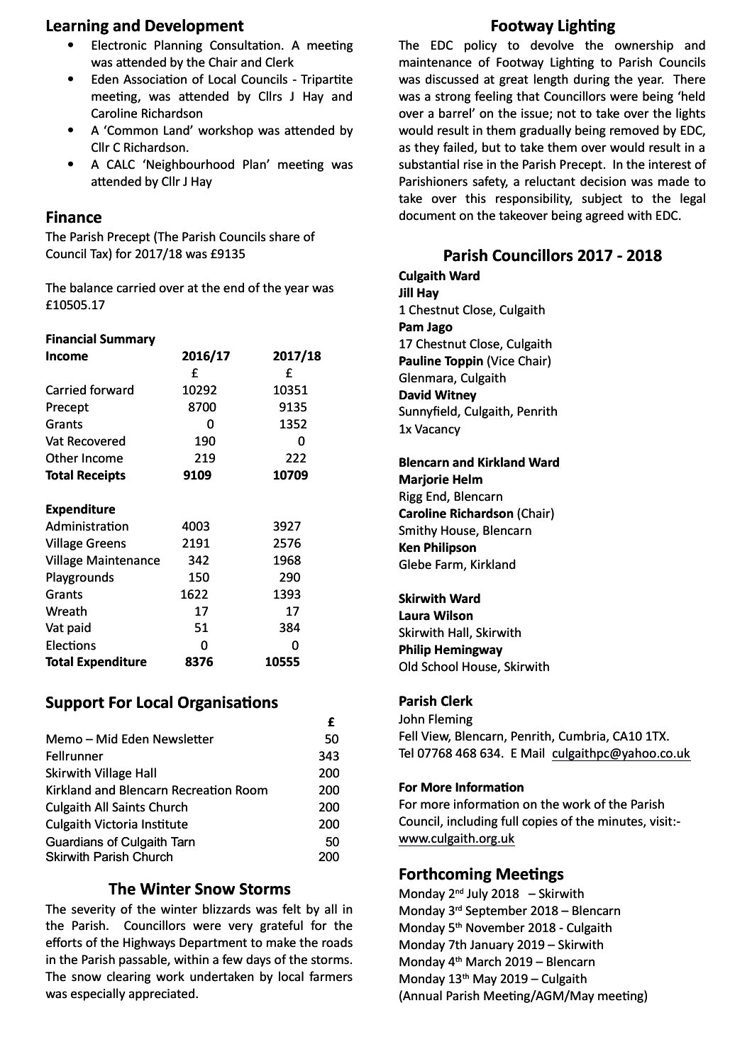## Learning and Development

- Electronic Planning Consultation. A meeting was attended by the Chair and Clerk
- Eden Association of Local Councils - Tripartite meeting, was attended by Cllrs J Hay and Caroline Richardson
- A 'Common Land' workshop was attended by Cllr C Richardson.
- A CALC 'Neighbourhood Plan' meeting was attended by Cllr J Hay

## Finance

The Parish Precept (The Parish Councils share of Council Tax) for 2017/18 was £9135

The balance carried over at the end of the year was £10505.17

**Financial Summary**

| **Income** | **2016/17** | **2017/18** |
|---|---|---|
| | £ | £ |
| Carried forward | 10292 | 10351 |
| Precept | 8700 | 9135 |
| Grants | 0 | 1352 |
| Vat Recovered | 190 | 0 |
| Other Income | 219 | 222 |
| **Total Receipts** | **9109** | **10709** |
| | | |
| **Expenditure** | | |
| Administration | 4003 | 3927 |
| Village Greens | 2191 | 2576 |
| Village Maintenance | 342 | 1968 |
| Playgrounds | 150 | 290 |
| Grants | 1622 | 1393 |
| Wreath | 17 | 17 |
| Vat paid | 51 | 384 |
| Elections | 0 | 0 |
| **Total Expenditure** | **8376** | **10555** |

## Support For Local Organisations

| | £ |
|---|---|
| Memo – Mid Eden Newsletter | 50 |
| Fellrunner | 343 |
| Skirwith Village Hall | 200 |
| Kirkland and Blencarn Recreation Room | 200 |
| Culgaith All Saints Church | 200 |
| Culgaith Victoria Institute | 200 |
| Guardians of Culgaith Tarn | 50 |
| Skirwith Parish Church | 200 |

## The Winter Snow Storms

The severity of the winter blizzards was felt by all in the Parish. Councillors were very grateful for the efforts of the Highways Department to make the roads in the Parish passable, within a few days of the storms. The snow clearing work undertaken by local farmers was especially appreciated.

## Footway Lighting

The EDC policy to devolve the ownership and maintenance of Footway Lighting to Parish Councils was discussed at great length during the year. There was a strong feeling that Councillors were being 'held over a barrel' on the issue; not to take over the lights would result in them gradually being removed by EDC, as they failed, but to take them over would result in a substantial rise in the Parish Precept. In the interest of Parishioners safety, a reluctant decision was made to take over this responsibility, subject to the legal document on the takeover being agreed with EDC.

## Parish Councillors 2017 - 2018

**Culgaith Ward**
**Jill Hay**
1 Chestnut Close, Culgaith
**Pam Jago**
17 Chestnut Close, Culgaith
**Pauline Toppin** (Vice Chair)
Glenmara, Culgaith
**David Witney**
Sunnyfield, Culgaith, Penrith
1x Vacancy

**Blencarn and Kirkland Ward**
**Marjorie Helm**
Rigg End, Blencarn
**Caroline Richardson** (Chair)
Smithy House, Blencarn
**Ken Philipson**
Glebe Farm, Kirkland

**Skirwith Ward**
**Laura Wilson**
Skirwith Hall, Skirwith
**Philip Hemingway**
Old School House, Skirwith

**Parish Clerk**
John Fleming
Fell View, Blencarn, Penrith, Cumbria, CA10 1TX.
Tel 07768 468 634. E Mail culgaithpc@yahoo.co.uk

**For More Information**
For more information on the work of the Parish Council, including full copies of the minutes, visit:- www.culgaith.org.uk

## Forthcoming Meetings

Monday 2nd July 2018 – Skirwith
Monday 3rd September 2018 – Blencarn
Monday 5th November 2018 - Culgaith
Monday 7th January 2019 – Skirwith
Monday 4th March 2019 – Blencarn
Monday 13th May 2019 – Culgaith
(Annual Parish Meeting/AGM/May meeting)